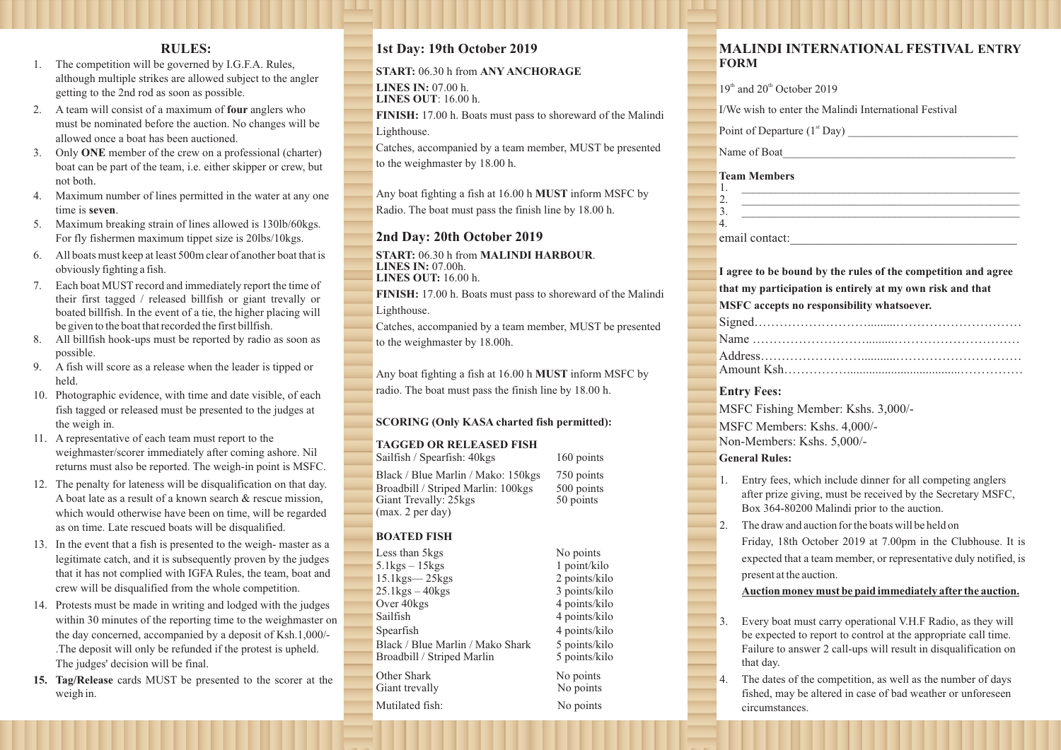## RULES:

1. The competition will be governed by I.G.F.A. Rules, although multiple strikes are allowed subject to the angler getting to the 2nd rod as soon as possible.
2. A team will consist of a maximum of **four** anglers who must be nominated before the auction. No changes will be allowed once a boat has been auctioned.
3. Only **ONE** member of the crew on a professional (charter) boat can be part of the team, i.e. either skipper or crew, but not both.
4. Maximum number of lines permitted in the water at any one time is **seven**.
5. Maximum breaking strain of lines allowed is 130lb/60kgs. For fly fishermen maximum tippet size is 20lbs/10kgs.
6. All boats must keep at least 500m clear of another boat that is obviously fighting a fish.
7. Each boat MUST record and immediately report the time of their first tagged / released billfish or giant trevally or boated billfish. In the event of a tie, the higher placing will be given to the boat that recorded the first billfish.
8. All billfish hook-ups must be reported by radio as soon as possible.
9. A fish will score as a release when the leader is tipped or held.
10. Photographic evidence, with time and date visible, of each fish tagged or released must be presented to the judges at the weigh in.
11. A representative of each team must report to the weighmaster/scorer immediately after coming ashore. Nil returns must also be reported. The weigh-in point is MSFC.
12. The penalty for lateness will be disqualification on that day. A boat late as a result of a known search & rescue mission, which would otherwise have been on time, will be regarded as on time. Late rescued boats will be disqualified.
13. In the event that a fish is presented to the weigh- master as a legitimate catch, and it is subsequently proven by the judges that it has not complied with IGFA Rules, the team, boat and crew will be disqualified from the whole competition.
14. Protests must be made in writing and lodged with the judges within 30 minutes of the reporting time to the weighmaster on the day concerned, accompanied by a deposit of Ksh.1,000/- .The deposit will only be refunded if the protest is upheld. The judges' decision will be final.
15. **Tag/Release** cards MUST be presented to the scorer at the weigh in.

## 1st Day: 19th October 2019

**START:** 06.30 h from **ANY ANCHORAGE**
**LINES IN:** 07.00 h.
**LINES OUT**: 16.00 h.

**FINISH:** 17.00 h. Boats must pass to shoreward of the Malindi Lighthouse.
Catches, accompanied by a team member, MUST be presented to the weighmaster by 18.00 h.

Any boat fighting a fish at 16.00 h **MUST** inform MSFC by Radio. The boat must pass the finish line by 18.00 h.

## 2nd Day: 20th October 2019

**START:** 06.30 h from **MALINDI HARBOUR**.
**LINES IN:** 07.00h.
**LINES OUT:** 16.00 h.

**FINISH:** 17.00 h. Boats must pass to shoreward of the Malindi Lighthouse.
Catches, accompanied by a team member, MUST be presented to the weighmaster by 18.00h.

Any boat fighting a fish at 16.00 h **MUST** inform MSFC by radio. The boat must pass the finish line by 18.00 h.

### SCORING (Only KASA charted fish permitted):

**TAGGED OR RELEASED FISH**

| | |
|---|---|
| Sailfish / Spearfish: 40kgs | 160 points |
| Black / Blue Marlin / Mako: 150kgs | 750 points |
| Broadbill / Striped Marlin: 100kgs | 500 points |
| Giant Trevally: 25kgs (max. 2 per day) | 50 points |

**BOATED FISH**

| | |
|---|---|
| Less than 5kgs | No points |
| 5.1kgs – 15kgs | 1 point/kilo |
| 15.1kgs— 25kgs | 2 points/kilo |
| 25.1kgs – 40kgs | 3 points/kilo |
| Over 40kgs | 4 points/kilo |
| Sailfish | 4 points/kilo |
| Spearfish | 4 points/kilo |
| Black / Blue Marlin / Mako Shark | 5 points/kilo |
| Broadbill / Striped Marlin | 5 points/kilo |
| Other Shark | No points |
| Giant trevally | No points |
| Mutilated fish: | No points |

## MALINDI INTERNATIONAL FESTIVAL ENTRY FORM

19th and 20th October 2019

I/We wish to enter the Malindi International Festival

Point of Departure (1st Day) ____________________________

Name of Boat________________________________________

**Team Members**

1. ________________________________________________
2. ________________________________________________
3. ________________________________________________
4.

email contact:____________________________________

**I agree to be bound by the rules of the competition and agree that my participation is entirely at my own risk and that MSFC accepts no responsibility whatsoever.**

Signed……………………………………………………………

Name ……………………………………………………………

Address…………………………………………………………

Amount Ksh.……………………………………………………

**Entry Fees:**

MSFC Fishing Member: Kshs. 3,000/-
MSFC Members: Kshs. 4,000/-
Non-Members: Kshs. 5,000/-

**General Rules:**

1. Entry fees, which include dinner for all competing anglers after prize giving, must be received by the Secretary MSFC, Box 364-80200 Malindi prior to the auction.
2. The draw and auction for the boats will be held on Friday, 18th October 2019 at 7.00pm in the Clubhouse. It is expected that a team member, or representative duly notified, is present at the auction.
   **Auction money must be paid immediately after the auction.**
3. Every boat must carry operational V.H.F Radio, as they will be expected to report to control at the appropriate call time. Failure to answer 2 call-ups will result in disqualification on that day.
4. The dates of the competition, as well as the number of days fished, may be altered in case of bad weather or unforeseen circumstances.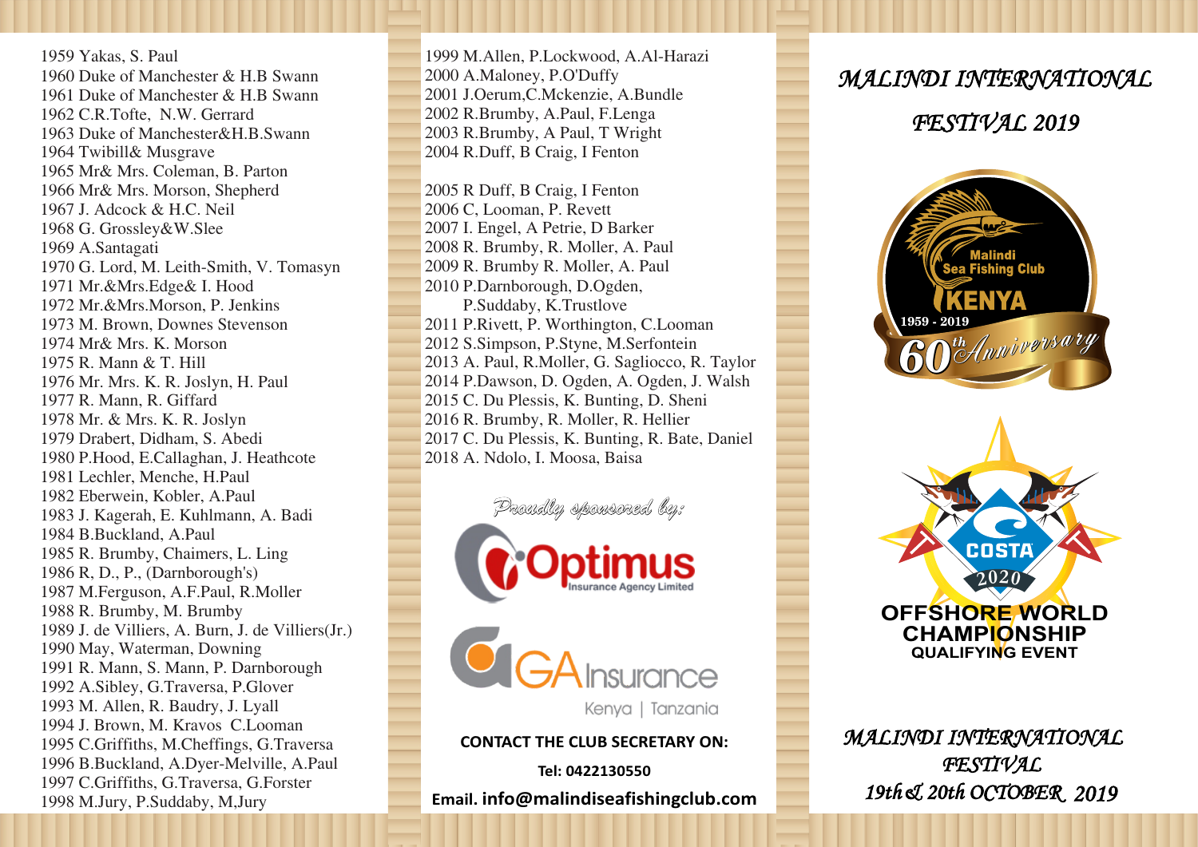1959 Yakas, S. Paul
1960 Duke of Manchester & H.B Swann
1961 Duke of Manchester & H.B Swann
1962 C.R.Tofte, N.W. Gerrard
1963 Duke of Manchester&H.B.Swann
1964 Twibill& Musgrave
1965 Mr& Mrs. Coleman, B. Parton
1966 Mr& Mrs. Morson, Shepherd
1967 J. Adcock & H.C. Neil
1968 G. Grossley&W.Slee
1969 A.Santagati
1970 G. Lord, M. Leith-Smith, V. Tomasyn
1971 Mr.&Mrs.Edge& I. Hood
1972 Mr.&Mrs.Morson, P. Jenkins
1973 M. Brown, Downes Stevenson
1974 Mr& Mrs. K. Morson
1975 R. Mann & T. Hill
1976 Mr. Mrs. K. R. Joslyn, H. Paul
1977 R. Mann, R. Giffard
1978 Mr. & Mrs. K. R. Joslyn
1979 Drabert, Didham, S. Abedi
1980 P.Hood, E.Callaghan, J. Heathcote
1981 Lechler, Menche, H.Paul
1982 Eberwein, Kobler, A.Paul
1983 J. Kagerah, E. Kuhlmann, A. Badi
1984 B.Buckland, A.Paul
1985 R. Brumby, Chaimers, L. Ling
1986 R, D., P., (Darnborough's)
1987 M.Ferguson, A.F.Paul, R.Moller
1988 R. Brumby, M. Brumby
1989 J. de Villiers, A. Burn, J. de Villiers(Jr.)
1990 May, Waterman, Downing
1991 R. Mann, S. Mann, P. Darnborough
1992 A.Sibley, G.Traversa, P.Glover
1993 M. Allen, R. Baudry, J. Lyall
1994 J. Brown, M. Kravos C.Looman
1995 C.Griffiths, M.Cheffings, G.Traversa
1996 B.Buckland, A.Dyer-Melville, A.Paul
1997 C.Griffiths, G.Traversa, G.Forster
1998 M.Jury, P.Suddaby, M,Jury
1999 M.Allen, P.Lockwood, A.Al-Harazi
2000 A.Maloney, P.O'Duffy
2001 J.Oerum,C.Mckenzie, A.Bundle
2002 R.Brumby, A.Paul, F.Lenga
2003 R.Brumby, A Paul, T Wright
2004 R.Duff, B Craig, I Fenton

2005 R Duff, B Craig, I Fenton
2006 C, Looman, P. Revett
2007 I. Engel, A Petrie, D Barker
2008 R. Brumby, R. Moller, A. Paul
2009 R. Brumby R. Moller, A. Paul
2010 P.Darnborough, D.Ogden, P.Suddaby, K.Trustlove
2011 P.Rivett, P. Worthington, C.Looman
2012 S.Simpson, P.Styne, M.Serfontein
2013 A. Paul, R.Moller, G. Sagliocco, R. Taylor
2014 P.Dawson, D. Ogden, A. Ogden, J. Walsh
2015 C. Du Plessis, K. Bunting, D. Sheni
2016 R. Brumby, R. Moller, R. Hellier
2017 C. Du Plessis, K. Bunting, R. Bate, Daniel
2018 A. Ndolo, I. Moosa, Baisa

*Proudly sponsored by:*

Optimus Insurance Agency Limited

GA Insurance Kenya | Tanzania

**CONTACT THE CLUB SECRETARY ON:**

**Tel: 0422130550**

**Email. info@malindiseafishingclub.com**

# *MALINDI INTERNATIONAL FESTIVAL 2019*

Malindi Sea Fishing Club KENYA 1959 - 2019 60th Anniversary

COSTA 2020 OFFSHORE WORLD CHAMPIONSHIP QUALIFYING EVENT

## *MALINDI INTERNATIONAL FESTIVAL 19th & 20th OCTOBER 2019*